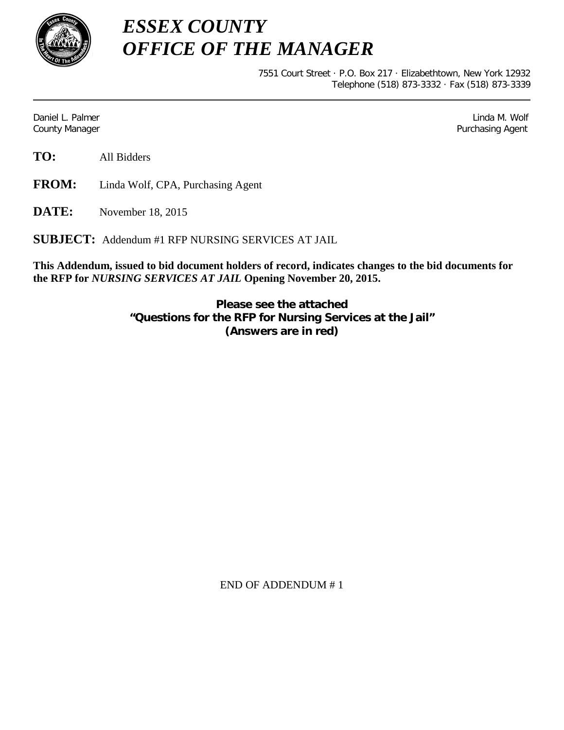# *ESSEX COUNTY*
# *OFFICE OF THE MANAGER*

7551 Court Street · P.O. Box 217 · Elizabethtown, New York 12932
Telephone (518) 873-3332 · Fax (518) 873-3339

Daniel L. Palmer
County Manager

Linda M. Wolf
Purchasing Agent

**TO:** All Bidders

**FROM:** Linda Wolf, CPA, Purchasing Agent

**DATE:** November 18, 2015

**SUBJECT:** Addendum #1 RFP NURSING SERVICES AT JAIL

**This Addendum, issued to bid document holders of record, indicates changes to the bid documents for the RFP for *NURSING SERVICES AT JAIL* Opening November 20, 2015.**

**Please see the attached**
**"Questions for the RFP for Nursing Services at the Jail"**
**(Answers are in red)**

END OF ADDENDUM # 1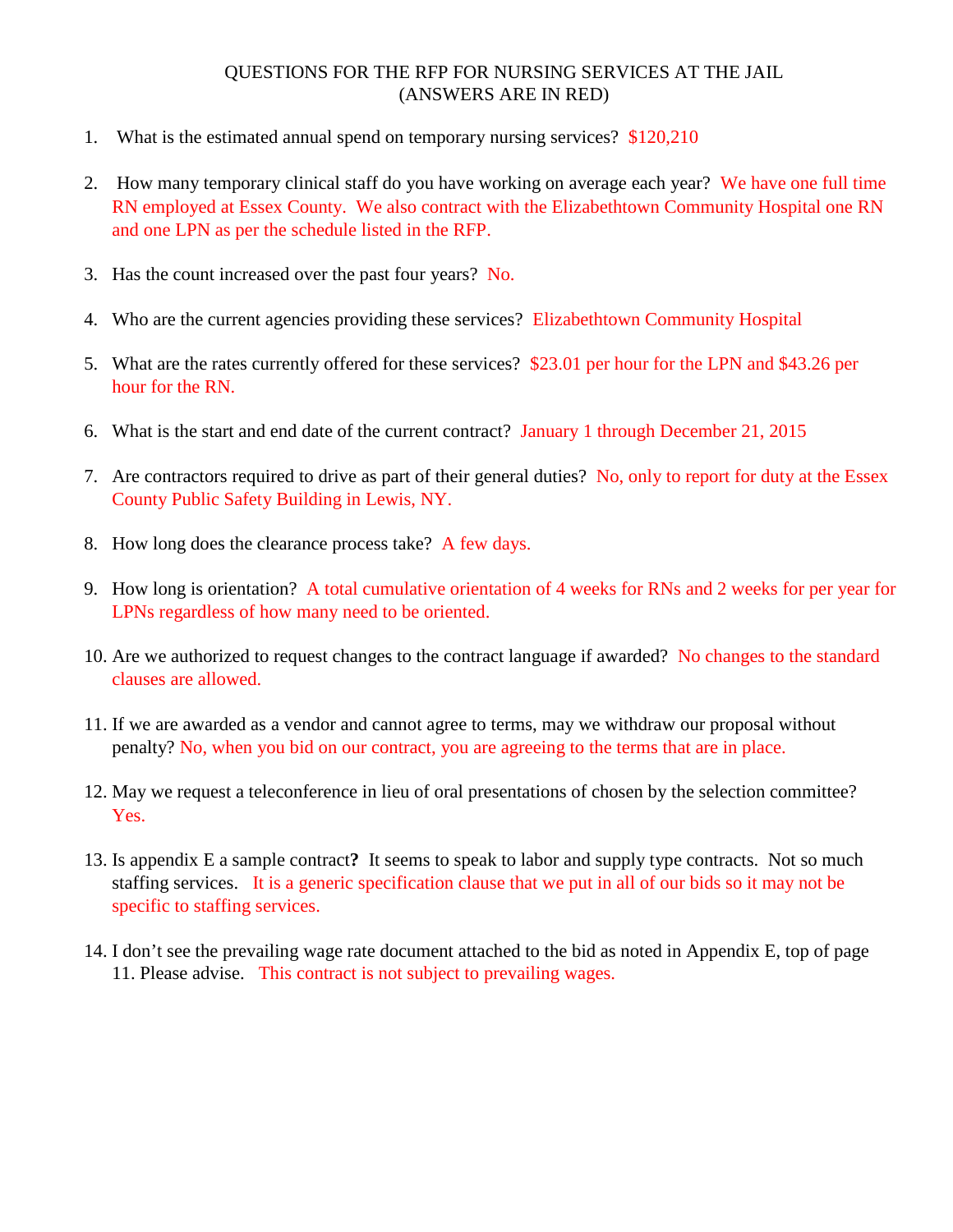QUESTIONS FOR THE RFP FOR NURSING SERVICES AT THE JAIL
(ANSWERS ARE IN RED)

1. What is the estimated annual spend on temporary nursing services? $120,210

2. How many temporary clinical staff do you have working on average each year? We have one full time RN employed at Essex County. We also contract with the Elizabethtown Community Hospital one RN and one LPN as per the schedule listed in the RFP.

3. Has the count increased over the past four years? No.

4. Who are the current agencies providing these services? Elizabethtown Community Hospital

5. What are the rates currently offered for these services? $23.01 per hour for the LPN and $43.26 per hour for the RN.

6. What is the start and end date of the current contract? January 1 through December 21, 2015

7. Are contractors required to drive as part of their general duties? No, only to report for duty at the Essex County Public Safety Building in Lewis, NY.

8. How long does the clearance process take? A few days.

9. How long is orientation? A total cumulative orientation of 4 weeks for RNs and 2 weeks for per year for LPNs regardless of how many need to be oriented.

10. Are we authorized to request changes to the contract language if awarded? No changes to the standard clauses are allowed.

11. If we are awarded as a vendor and cannot agree to terms, may we withdraw our proposal without penalty? No, when you bid on our contract, you are agreeing to the terms that are in place.

12. May we request a teleconference in lieu of oral presentations of chosen by the selection committee? Yes.

13. Is appendix E a sample contract**?** It seems to speak to labor and supply type contracts. Not so much staffing services. It is a generic specification clause that we put in all of our bids so it may not be specific to staffing services.

14. I don't see the prevailing wage rate document attached to the bid as noted in Appendix E, top of page 11. Please advise. This contract is not subject to prevailing wages.